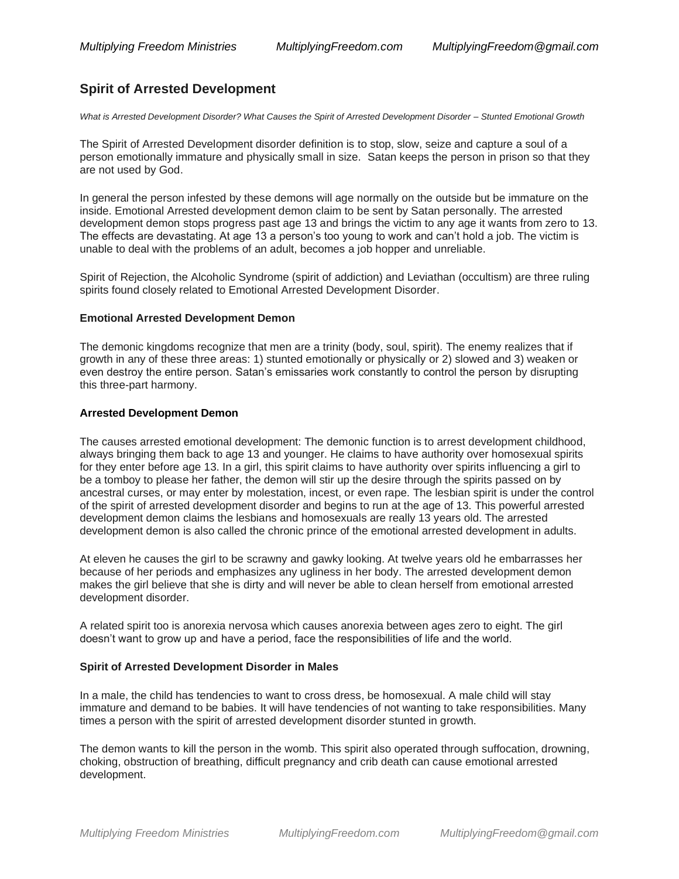## Spirit of Arrested Development

*What is Arrested Development Disorder? What Causes the Spirit of Arrested Development Disorder – Stunted Emotional Growth*

The Spirit of Arrested Development disorder definition is to stop, slow, seize and capture a soul of a person emotionally immature and physically small in size. Satan keeps the person in prison so that they are not used by God.

In general the person infested by these demons will age normally on the outside but be immature on the inside. Emotional Arrested development demon claim to be sent by Satan personally. The arrested development demon stops progress past age 13 and brings the victim to any age it wants from zero to 13. The effects are devastating. At age 13 a person's too young to work and can't hold a job. The victim is unable to deal with the problems of an adult, becomes a job hopper and unreliable.

Spirit of Rejection, the Alcoholic Syndrome (spirit of addiction) and Leviathan (occultism) are three ruling spirits found closely related to Emotional Arrested Development Disorder.

### Emotional Arrested Development Demon

The demonic kingdoms recognize that men are a trinity (body, soul, spirit). The enemy realizes that if growth in any of these three areas: 1) stunted emotionally or physically or 2) slowed and 3) weaken or even destroy the entire person. Satan's emissaries work constantly to control the person by disrupting this three-part harmony.

### Arrested Development Demon

The causes arrested emotional development: The demonic function is to arrest development childhood, always bringing them back to age 13 and younger. He claims to have authority over homosexual spirits for they enter before age 13. In a girl, this spirit claims to have authority over spirits influencing a girl to be a tomboy to please her father, the demon will stir up the desire through the spirits passed on by ancestral curses, or may enter by molestation, incest, or even rape. The lesbian spirit is under the control of the spirit of arrested development disorder and begins to run at the age of 13. This powerful arrested development demon claims the lesbians and homosexuals are really 13 years old. The arrested development demon is also called the chronic prince of the emotional arrested development in adults.

At eleven he causes the girl to be scrawny and gawky looking. At twelve years old he embarrasses her because of her periods and emphasizes any ugliness in her body. The arrested development demon makes the girl believe that she is dirty and will never be able to clean herself from emotional arrested development disorder.

A related spirit too is anorexia nervosa which causes anorexia between ages zero to eight. The girl doesn't want to grow up and have a period, face the responsibilities of life and the world.

### Spirit of Arrested Development Disorder in Males

In a male, the child has tendencies to want to cross dress, be homosexual. A male child will stay immature and demand to be babies. It will have tendencies of not wanting to take responsibilities. Many times a person with the spirit of arrested development disorder stunted in growth.

The demon wants to kill the person in the womb. This spirit also operated through suffocation, drowning, choking, obstruction of breathing, difficult pregnancy and crib death can cause emotional arrested development.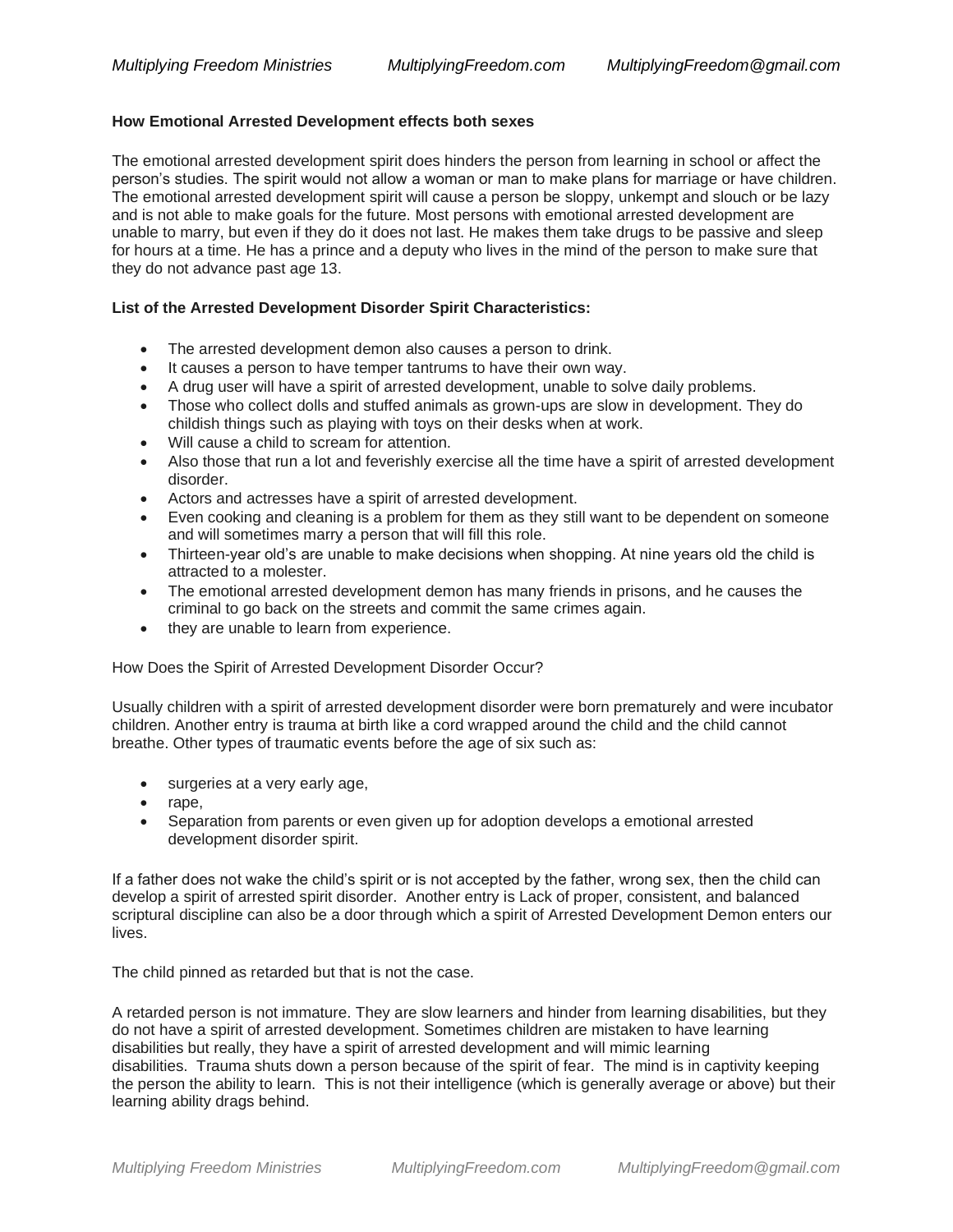**How Emotional Arrested Development effects both sexes**

The emotional arrested development spirit does hinders the person from learning in school or affect the person's studies. The spirit would not allow a woman or man to make plans for marriage or have children. The emotional arrested development spirit will cause a person be sloppy, unkempt and slouch or be lazy and is not able to make goals for the future. Most persons with emotional arrested development are unable to marry, but even if they do it does not last. He makes them take drugs to be passive and sleep for hours at a time. He has a prince and a deputy who lives in the mind of the person to make sure that they do not advance past age 13.

**List of the Arrested Development Disorder Spirit Characteristics:**

- The arrested development demon also causes a person to drink.
- It causes a person to have temper tantrums to have their own way.
- A drug user will have a spirit of arrested development, unable to solve daily problems.
- Those who collect dolls and stuffed animals as grown-ups are slow in development. They do childish things such as playing with toys on their desks when at work.
- Will cause a child to scream for attention.
- Also those that run a lot and feverishly exercise all the time have a spirit of arrested development disorder.
- Actors and actresses have a spirit of arrested development.
- Even cooking and cleaning is a problem for them as they still want to be dependent on someone and will sometimes marry a person that will fill this role.
- Thirteen-year old's are unable to make decisions when shopping. At nine years old the child is attracted to a molester.
- The emotional arrested development demon has many friends in prisons, and he causes the criminal to go back on the streets and commit the same crimes again.
- they are unable to learn from experience.

How Does the Spirit of Arrested Development Disorder Occur?

Usually children with a spirit of arrested development disorder were born prematurely and were incubator children. Another entry is trauma at birth like a cord wrapped around the child and the child cannot breathe. Other types of traumatic events before the age of six such as:

- surgeries at a very early age,
- rape,
- Separation from parents or even given up for adoption develops a emotional arrested development disorder spirit.

If a father does not wake the child's spirit or is not accepted by the father, wrong sex, then the child can develop a spirit of arrested spirit disorder. Another entry is Lack of proper, consistent, and balanced scriptural discipline can also be a door through which a spirit of Arrested Development Demon enters our lives.

The child pinned as retarded but that is not the case.

A retarded person is not immature. They are slow learners and hinder from learning disabilities, but they do not have a spirit of arrested development. Sometimes children are mistaken to have learning disabilities but really, they have a spirit of arrested development and will mimic learning disabilities. Trauma shuts down a person because of the spirit of fear. The mind is in captivity keeping the person the ability to learn. This is not their intelligence (which is generally average or above) but their learning ability drags behind.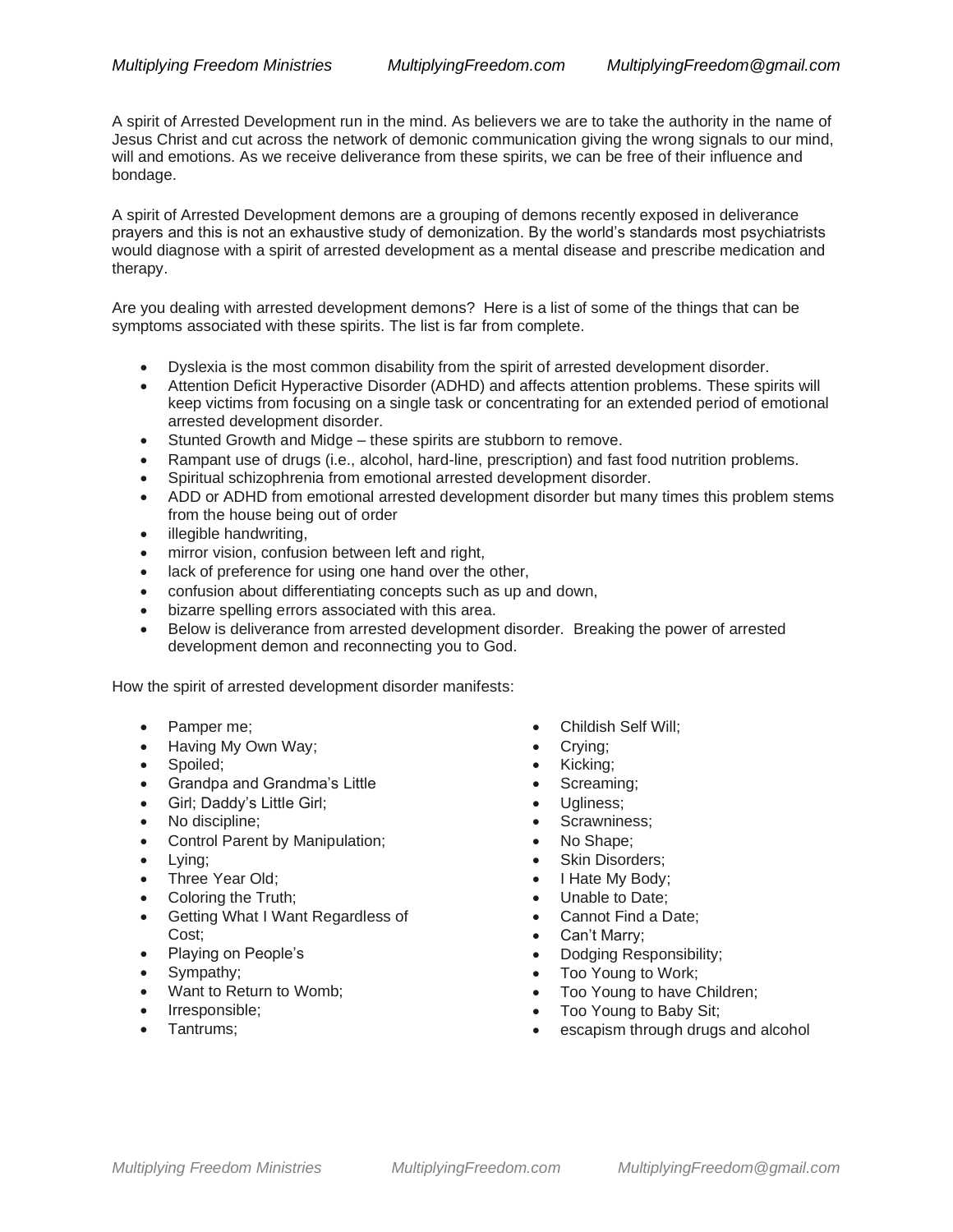A spirit of Arrested Development run in the mind. As believers we are to take the authority in the name of Jesus Christ and cut across the network of demonic communication giving the wrong signals to our mind, will and emotions. As we receive deliverance from these spirits, we can be free of their influence and bondage.

A spirit of Arrested Development demons are a grouping of demons recently exposed in deliverance prayers and this is not an exhaustive study of demonization. By the world's standards most psychiatrists would diagnose with a spirit of arrested development as a mental disease and prescribe medication and therapy.

Are you dealing with arrested development demons? Here is a list of some of the things that can be symptoms associated with these spirits. The list is far from complete.

- Dyslexia is the most common disability from the spirit of arrested development disorder.
- Attention Deficit Hyperactive Disorder (ADHD) and affects attention problems. These spirits will keep victims from focusing on a single task or concentrating for an extended period of emotional arrested development disorder.
- Stunted Growth and Midge – these spirits are stubborn to remove.
- Rampant use of drugs (i.e., alcohol, hard-line, prescription) and fast food nutrition problems.
- Spiritual schizophrenia from emotional arrested development disorder.
- ADD or ADHD from emotional arrested development disorder but many times this problem stems from the house being out of order
- illegible handwriting,
- mirror vision, confusion between left and right,
- lack of preference for using one hand over the other,
- confusion about differentiating concepts such as up and down,
- bizarre spelling errors associated with this area.
- Below is deliverance from arrested development disorder. Breaking the power of arrested development demon and reconnecting you to God.

How the spirit of arrested development disorder manifests:

- Pamper me;
- Having My Own Way;
- Spoiled;
- Grandpa and Grandma's Little
- Girl; Daddy's Little Girl;
- No discipline;
- Control Parent by Manipulation;
- Lying;
- Three Year Old;
- Coloring the Truth;
- Getting What I Want Regardless of Cost;
- Playing on People's
- Sympathy;
- Want to Return to Womb;
- Irresponsible;
- Tantrums;
- Childish Self Will;
- Crying;
- Kicking;
- Screaming;
- Ugliness;
- Scrawniness;
- No Shape;
- Skin Disorders;
- I Hate My Body;
- Unable to Date;
- Cannot Find a Date;
- Can't Marry;
- Dodging Responsibility;
- Too Young to Work;
- Too Young to have Children;
- Too Young to Baby Sit;
- escapism through drugs and alcohol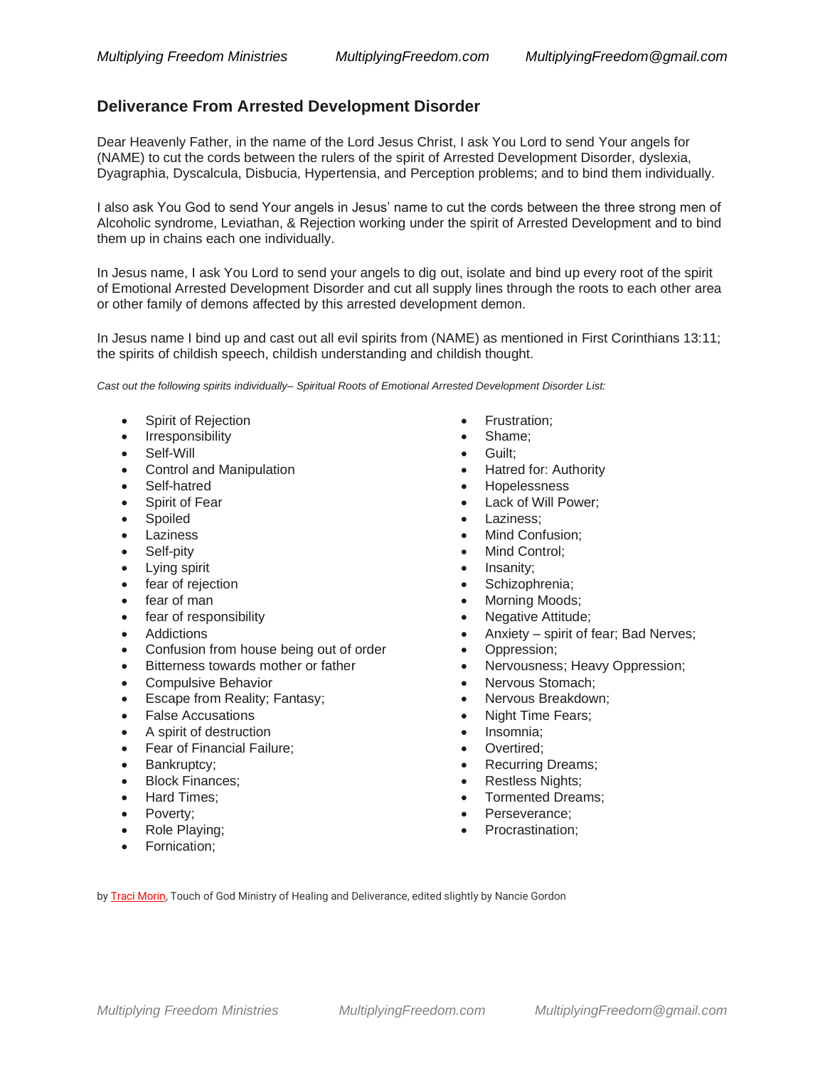## Deliverance From Arrested Development Disorder

Dear Heavenly Father, in the name of the Lord Jesus Christ, I ask You Lord to send Your angels for (NAME) to cut the cords between the rulers of the spirit of Arrested Development Disorder, dyslexia, Dyagraphia, Dyscalcula, Disbucia, Hypertensia, and Perception problems; and to bind them individually.

I also ask You God to send Your angels in Jesus' name to cut the cords between the three strong men of Alcoholic syndrome, Leviathan, & Rejection working under the spirit of Arrested Development and to bind them up in chains each one individually.

In Jesus name, I ask You Lord to send your angels to dig out, isolate and bind up every root of the spirit of Emotional Arrested Development Disorder and cut all supply lines through the roots to each other area or other family of demons affected by this arrested development demon.

In Jesus name I bind up and cast out all evil spirits from (NAME) as mentioned in First Corinthians 13:11; the spirits of childish speech, childish understanding and childish thought.

*Cast out the following spirits individually– Spiritual Roots of Emotional Arrested Development Disorder List:*

- Spirit of Rejection
- Irresponsibility
- Self-Will
- Control and Manipulation
- Self-hatred
- Spirit of Fear
- Spoiled
- Laziness
- Self-pity
- Lying spirit
- fear of rejection
- fear of man
- fear of responsibility
- Addictions
- Confusion from house being out of order
- Bitterness towards mother or father
- Compulsive Behavior
- Escape from Reality; Fantasy;
- False Accusations
- A spirit of destruction
- Fear of Financial Failure;
- Bankruptcy;
- Block Finances;
- Hard Times;
- Poverty;
- Role Playing;
- Fornication;
- Frustration;
- Shame;
- Guilt;
- Hatred for: Authority
- Hopelessness
- Lack of Will Power;
- Laziness;
- Mind Confusion;
- Mind Control;
- Insanity;
- Schizophrenia;
- Morning Moods;
- Negative Attitude;
- Anxiety – spirit of fear; Bad Nerves;
- Oppression;
- Nervousness; Heavy Oppression;
- Nervous Stomach;
- Nervous Breakdown;
- Night Time Fears;
- Insomnia;
- Overtired;
- Recurring Dreams;
- Restless Nights;
- Tormented Dreams;
- Perseverance;
- Procrastination;

by Traci Morin, Touch of God Ministry of Healing and Deliverance, edited slightly by Nancie Gordon